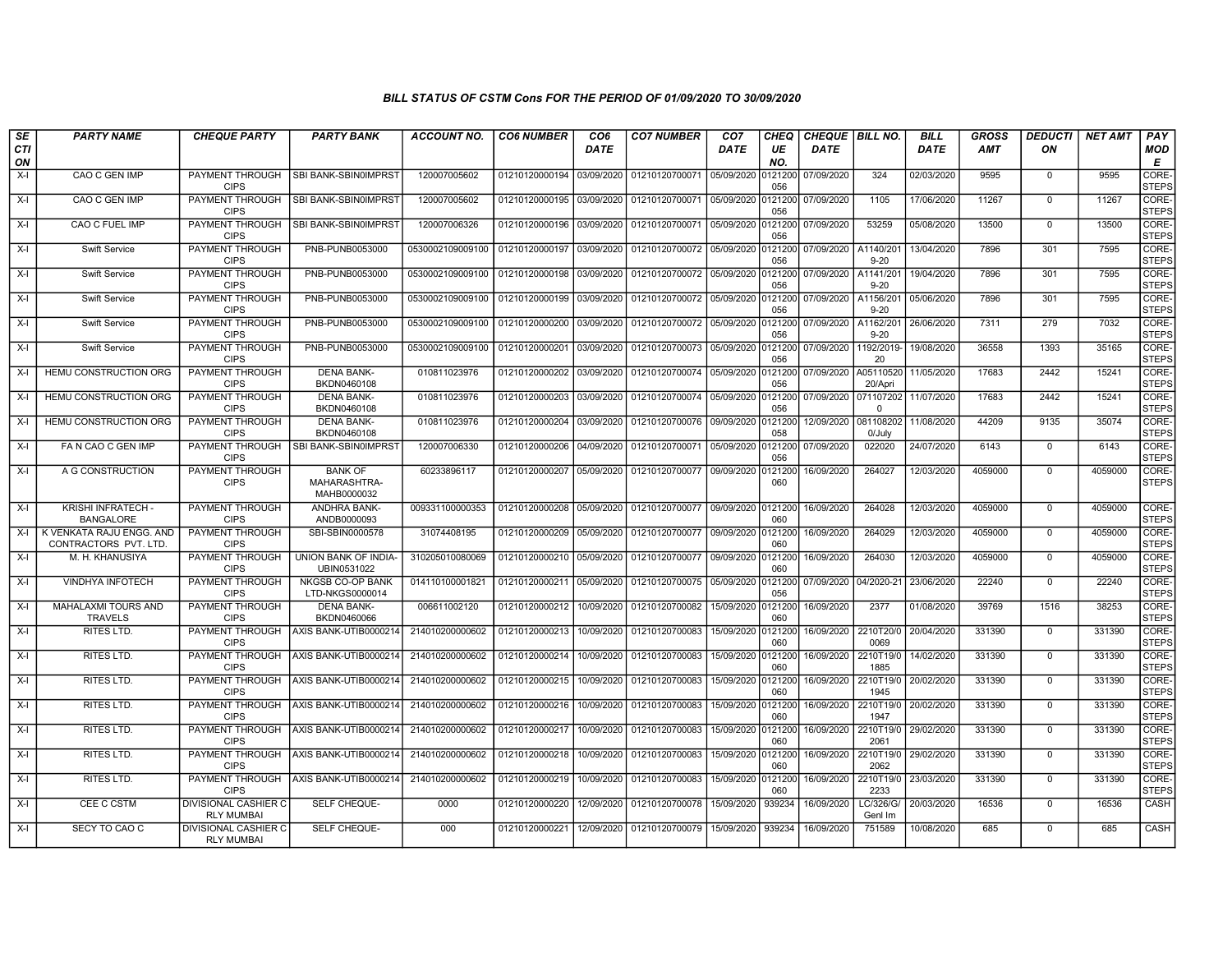### BILL STATUS OF CSTM Cons FOR THE PERIOD OF 01/09/2020 TO 30/09/2020

| SECTION | PARTY NAME | CHEQUE PARTY | PARTY BANK | ACCOUNT NO. | CO6 NUMBER | CO6 DATE | CO7 NUMBER | CO7 DATE | CHEQUE NO. | CHEQUE DATE | BILL NO. | BILL DATE | GROSS AMT | DEDUCTION | NET AMT | PAY MODE |
|---|---|---|---|---|---|---|---|---|---|---|---|---|---|---|---|---|
| X-I | CAO C GEN IMP | PAYMENT THROUGH CIPS | SBI BANK-SBIN0IMPRST | 120007005602 | 01210120000194 | 03/09/2020 | 01210120700071 | 05/09/2020 | 0121200056 | 07/09/2020 | 324 | 02/03/2020 | 9595 | 0 | 9595 | CORE-STEPS |
| X-I | CAO C GEN IMP | PAYMENT THROUGH CIPS | SBI BANK-SBIN0IMPRST | 120007005602 | 01210120000195 | 03/09/2020 | 01210120700071 | 05/09/2020 | 0121200056 | 07/09/2020 | 1105 | 17/06/2020 | 11267 | 0 | 11267 | CORE-STEPS |
| X-I | CAO C FUEL IMP | PAYMENT THROUGH CIPS | SBI BANK-SBIN0IMPRST | 120007006326 | 01210120000196 | 03/09/2020 | 01210120700071 | 05/09/2020 | 0121200056 | 07/09/2020 | 53259 | 05/08/2020 | 13500 | 0 | 13500 | CORE-STEPS |
| X-I | Swift Service | PAYMENT THROUGH CIPS | PNB-PUNB0053000 | 0530002109009100 | 01210120000197 | 03/09/2020 | 01210120700072 | 05/09/2020 | 0121200056 | 07/09/2020 | A1140/2019-20 | 13/04/2020 | 7896 | 301 | 7595 | CORE-STEPS |
| X-I | Swift Service | PAYMENT THROUGH CIPS | PNB-PUNB0053000 | 0530002109009100 | 01210120000198 | 03/09/2020 | 01210120700072 | 05/09/2020 | 0121200056 | 07/09/2020 | A1141/2019-20 | 19/04/2020 | 7896 | 301 | 7595 | CORE-STEPS |
| X-I | Swift Service | PAYMENT THROUGH CIPS | PNB-PUNB0053000 | 0530002109009100 | 01210120000199 | 03/09/2020 | 01210120700072 | 05/09/2020 | 0121200056 | 07/09/2020 | A1156/2019-20 | 05/06/2020 | 7896 | 301 | 7595 | CORE-STEPS |
| X-I | Swift Service | PAYMENT THROUGH CIPS | PNB-PUNB0053000 | 0530002109009100 | 01210120000200 | 03/09/2020 | 01210120700072 | 05/09/2020 | 0121200056 | 07/09/2020 | A1162/2019-20 | 26/06/2020 | 7311 | 279 | 7032 | CORE-STEPS |
| X-I | Swift Service | PAYMENT THROUGH CIPS | PNB-PUNB0053000 | 0530002109009100 | 01210120000201 | 03/09/2020 | 01210120700073 | 05/09/2020 | 0121200056 | 07/09/2020 | 1192/2019-20 | 19/08/2020 | 36558 | 1393 | 35165 | CORE-STEPS |
| X-I | HEMU CONSTRUCTION ORG | PAYMENT THROUGH CIPS | DENA BANK-BKDN0460108 | 010811023976 | 01210120000202 | 03/09/2020 | 01210120700074 | 05/09/2020 | 0121200056 | 07/09/2020 | A0511052020/Apri | 11/05/2020 | 17683 | 2442 | 15241 | CORE-STEPS |
| X-I | HEMU CONSTRUCTION ORG | PAYMENT THROUGH CIPS | DENA BANK-BKDN0460108 | 010811023976 | 01210120000203 | 03/09/2020 | 01210120700074 | 05/09/2020 | 0121200056 | 07/09/2020 | 0711072020 | 11/07/2020 | 17683 | 2442 | 15241 | CORE-STEPS |
| X-I | HEMU CONSTRUCTION ORG | PAYMENT THROUGH CIPS | DENA BANK-BKDN0460108 | 010811023976 | 01210120000204 | 03/09/2020 | 01210120700076 | 09/09/2020 | 0121200058 | 12/09/2020 | 0811082020/July | 11/08/2020 | 44209 | 9135 | 35074 | CORE-STEPS |
| X-I | FA N CAO C GEN IMP | PAYMENT THROUGH CIPS | SBI BANK-SBIN0IMPRST | 120007006330 | 01210120000206 | 04/09/2020 | 01210120700071 | 05/09/2020 | 0121200056 | 07/09/2020 | 022020 | 24/07/2020 | 6143 | 0 | 6143 | CORE-STEPS |
| X-I | A G CONSTRUCTION | PAYMENT THROUGH CIPS | BANK OF MAHARASHTRA-MAHB0000032 | 60233896117 | 01210120000207 | 05/09/2020 | 01210120700077 | 09/09/2020 | 0121200060 | 16/09/2020 | 264027 | 12/03/2020 | 4059000 | 0 | 4059000 | CORE-STEPS |
| X-I | KRISHI INFRATECH - BANGALORE | PAYMENT THROUGH CIPS | ANDHRA BANK-ANDB0000093 | 009331100000353 | 01210120000208 | 05/09/2020 | 01210120700077 | 09/09/2020 | 0121200060 | 16/09/2020 | 264028 | 12/03/2020 | 4059000 | 0 | 4059000 | CORE-STEPS |
| X-I | K VENKATA RAJU ENGG. AND CONTRACTORS PVT. LTD. | PAYMENT THROUGH CIPS | SBI-SBIN0000578 | 31074408195 | 01210120000209 | 05/09/2020 | 01210120700077 | 09/09/2020 | 0121200060 | 16/09/2020 | 264029 | 12/03/2020 | 4059000 | 0 | 4059000 | CORE-STEPS |
| X-I | M. H. KHANUSIYA | PAYMENT THROUGH CIPS | UNION BANK OF INDIA-UBIN0531022 | 310205010080069 | 01210120000210 | 05/09/2020 | 01210120700077 | 09/09/2020 | 0121200060 | 16/09/2020 | 264030 | 12/03/2020 | 4059000 | 0 | 4059000 | CORE-STEPS |
| X-I | VINDHYA INFOTECH | PAYMENT THROUGH CIPS | NKGSB CO-OP BANK LTD-NKGS0000014 | 014110100001821 | 01210120000211 | 05/09/2020 | 01210120700075 | 05/09/2020 | 0121200056 | 07/09/2020 | 04/2020-21 | 23/06/2020 | 22240 | 0 | 22240 | CORE-STEPS |
| X-I | MAHALAXMI TOURS AND TRAVELS | PAYMENT THROUGH CIPS | DENA BANK-BKDN0460066 | 006611002120 | 01210120000212 | 10/09/2020 | 01210120700082 | 15/09/2020 | 0121200060 | 16/09/2020 | 2377 | 01/08/2020 | 39769 | 1516 | 38253 | CORE-STEPS |
| X-I | RITES LTD. | PAYMENT THROUGH CIPS | AXIS BANK-UTIB0000214 | 214010200000602 | 01210120000213 | 10/09/2020 | 01210120700083 | 15/09/2020 | 0121200060 | 16/09/2020 | 2210T20/00069 | 20/04/2020 | 331390 | 0 | 331390 | CORE-STEPS |
| X-I | RITES LTD. | PAYMENT THROUGH CIPS | AXIS BANK-UTIB0000214 | 214010200000602 | 01210120000214 | 10/09/2020 | 01210120700083 | 15/09/2020 | 0121200060 | 16/09/2020 | 2210T19/01885 | 14/02/2020 | 331390 | 0 | 331390 | CORE-STEPS |
| X-I | RITES LTD. | PAYMENT THROUGH CIPS | AXIS BANK-UTIB0000214 | 214010200000602 | 01210120000215 | 10/09/2020 | 01210120700083 | 15/09/2020 | 0121200060 | 16/09/2020 | 2210T19/01945 | 20/02/2020 | 331390 | 0 | 331390 | CORE-STEPS |
| X-I | RITES LTD. | PAYMENT THROUGH CIPS | AXIS BANK-UTIB0000214 | 214010200000602 | 01210120000216 | 10/09/2020 | 01210120700083 | 15/09/2020 | 0121200060 | 16/09/2020 | 2210T19/01947 | 20/02/2020 | 331390 | 0 | 331390 | CORE-STEPS |
| X-I | RITES LTD. | PAYMENT THROUGH CIPS | AXIS BANK-UTIB0000214 | 214010200000602 | 01210120000217 | 10/09/2020 | 01210120700083 | 15/09/2020 | 0121200060 | 16/09/2020 | 2210T19/02061 | 29/02/2020 | 331390 | 0 | 331390 | CORE-STEPS |
| X-I | RITES LTD. | PAYMENT THROUGH CIPS | AXIS BANK-UTIB0000214 | 214010200000602 | 01210120000218 | 10/09/2020 | 01210120700083 | 15/09/2020 | 0121200060 | 16/09/2020 | 2210T19/02062 | 29/02/2020 | 331390 | 0 | 331390 | CORE-STEPS |
| X-I | RITES LTD. | PAYMENT THROUGH CIPS | AXIS BANK-UTIB0000214 | 214010200000602 | 01210120000219 | 10/09/2020 | 01210120700083 | 15/09/2020 | 0121200060 | 16/09/2020 | 2210T19/02233 | 23/03/2020 | 331390 | 0 | 331390 | CORE-STEPS |
| X-I | CEE C CSTM | DIVISIONAL CASHIER C RLY MUMBAI | SELF CHEQUE- | 0000 | 01210120000220 | 12/09/2020 | 01210120700078 | 15/09/2020 | 939234 | 16/09/2020 | LC/326/G/Genl Im | 20/03/2020 | 16536 | 0 | 16536 | CASH |
| X-I | SECY TO CAO C | DIVISIONAL CASHIER C RLY MUMBAI | SELF CHEQUE- | 000 | 01210120000221 | 12/09/2020 | 01210120700079 | 15/09/2020 | 939234 | 16/09/2020 | 751589 | 10/08/2020 | 685 | 0 | 685 | CASH |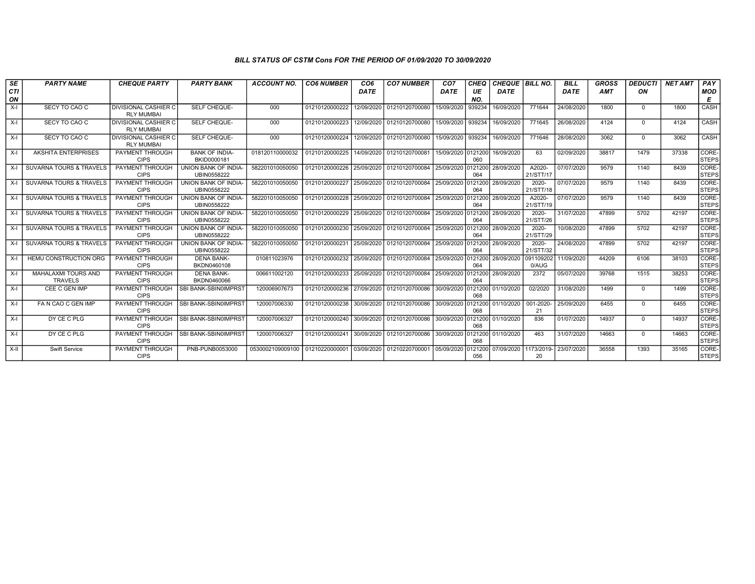*BILL STATUS OF CSTM Cons FOR THE PERIOD OF 01/09/2020 TO 30/09/2020*

| SECTION | PARTY NAME | CHEQUE PARTY | PARTY BANK | ACCOUNT NO. | CO6 NUMBER | CO6 DATE | CO7 NUMBER | CO7 DATE | CHEQUE NO. | CHEQUE DATE | BILL NO. | BILL DATE | GROSS AMT | DEDUCTION | NET AMT | PAY MODE |
|---|---|---|---|---|---|---|---|---|---|---|---|---|---|---|---|---|
| X-I | SECY TO CAO C | DIVISIONAL CASHIER C RLY MUMBAI | SELF CHEQUE- | 000 | 01210120000222 | 12/09/2020 | 01210120700080 | 15/09/2020 | 939234 | 16/09/2020 | 771644 | 24/08/2020 | 1800 | 0 | 1800 | CASH |
| X-I | SECY TO CAO C | DIVISIONAL CASHIER C RLY MUMBAI | SELF CHEQUE- | 000 | 01210120000223 | 12/09/2020 | 01210120700080 | 15/09/2020 | 939234 | 16/09/2020 | 771645 | 26/08/2020 | 4124 | 0 | 4124 | CASH |
| X-I | SECY TO CAO C | DIVISIONAL CASHIER C RLY MUMBAI | SELF CHEQUE- | 000 | 01210120000224 | 12/09/2020 | 01210120700080 | 15/09/2020 | 939234 | 16/09/2020 | 771646 | 28/08/2020 | 3062 | 0 | 3062 | CASH |
| X-I | AKSHITA ENTERPRISES | PAYMENT THROUGH CIPS | BANK OF INDIA-BKID0000181 | 018120110000032 | 01210120000225 | 14/09/2020 | 01210120700081 | 15/09/2020 | 0121200060 | 16/09/2020 | 63 | 02/09/2020 | 38817 | 1479 | 37338 | CORE-STEPS |
| X-I | SUVARNA TOURS & TRAVELS | PAYMENT THROUGH CIPS | UNION BANK OF INDIA-UBIN0558222 | 582201010050050 | 01210120000226 | 25/09/2020 | 01210120700084 | 25/09/2020 | 0121200064 | 28/09/2020 | A2020-21/STT/17 | 07/07/2020 | 9579 | 1140 | 8439 | CORE-STEPS |
| X-I | SUVARNA TOURS & TRAVELS | PAYMENT THROUGH CIPS | UNION BANK OF INDIA-UBIN0558222 | 582201010050050 | 01210120000227 | 25/09/2020 | 01210120700084 | 25/09/2020 | 0121200064 | 28/09/2020 | 2020-21/STT/18 | 07/07/2020 | 9579 | 1140 | 8439 | CORE-STEPS |
| X-I | SUVARNA TOURS & TRAVELS | PAYMENT THROUGH CIPS | UNION BANK OF INDIA-UBIN0558222 | 582201010050050 | 01210120000228 | 25/09/2020 | 01210120700084 | 25/09/2020 | 0121200064 | 28/09/2020 | A2020-21/STT/19 | 07/07/2020 | 9579 | 1140 | 8439 | CORE-STEPS |
| X-I | SUVARNA TOURS & TRAVELS | PAYMENT THROUGH CIPS | UNION BANK OF INDIA-UBIN0558222 | 582201010050050 | 01210120000229 | 25/09/2020 | 01210120700084 | 25/09/2020 | 0121200064 | 28/09/2020 | 2020-21/STT/26 | 31/07/2020 | 47899 | 5702 | 42197 | CORE-STEPS |
| X-I | SUVARNA TOURS & TRAVELS | PAYMENT THROUGH CIPS | UNION BANK OF INDIA-UBIN0558222 | 582201010050050 | 01210120000230 | 25/09/2020 | 01210120700084 | 25/09/2020 | 0121200064 | 28/09/2020 | 2020-21/STT/29 | 10/08/2020 | 47899 | 5702 | 42197 | CORE-STEPS |
| X-I | SUVARNA TOURS & TRAVELS | PAYMENT THROUGH CIPS | UNION BANK OF INDIA-UBIN0558222 | 582201010050050 | 01210120000231 | 25/09/2020 | 01210120700084 | 25/09/2020 | 0121200064 | 28/09/2020 | 2020-21/STT/32 | 24/08/2020 | 47899 | 5702 | 42197 | CORE-STEPS |
| X-I | HEMU CONSTRUCTION ORG | PAYMENT THROUGH CIPS | DENA BANK-BKDN0460108 | 010811023976 | 01210120000232 | 25/09/2020 | 01210120700084 | 25/09/2020 | 0121200064 | 28/09/2020 | 0911092020/AUG | 11/09/2020 | 44209 | 6106 | 38103 | CORE-STEPS |
| X-I | MAHALAXMI TOURS AND TRAVELS | PAYMENT THROUGH CIPS | DENA BANK-BKDN0460066 | 006611002120 | 01210120000233 | 25/09/2020 | 01210120700084 | 25/09/2020 | 0121200064 | 28/09/2020 | 2372 | 05/07/2020 | 39768 | 1515 | 38253 | CORE-STEPS |
| X-I | CEE C GEN IMP | PAYMENT THROUGH CIPS | SBI BANK-SBIN0IMPRST | 120006907673 | 01210120000236 | 27/09/2020 | 01210120700086 | 30/09/2020 | 0121200068 | 01/10/2020 | 02/2020 | 31/08/2020 | 1499 | 0 | 1499 | CORE-STEPS |
| X-I | FA N CAO C GEN IMP | PAYMENT THROUGH CIPS | SBI BANK-SBIN0IMPRST | 120007006330 | 01210120000238 | 30/09/2020 | 01210120700086 | 30/09/2020 | 0121200068 | 01/10/2020 | 001-2020-21 | 25/09/2020 | 6455 | 0 | 6455 | CORE-STEPS |
| X-I | DY CE C PLG | PAYMENT THROUGH CIPS | SBI BANK-SBIN0IMPRST | 120007006327 | 01210120000240 | 30/09/2020 | 01210120700086 | 30/09/2020 | 0121200068 | 01/10/2020 | 836 | 01/07/2020 | 14937 | 0 | 14937 | CORE-STEPS |
| X-I | DY CE C PLG | PAYMENT THROUGH CIPS | SBI BANK-SBIN0IMPRST | 120007006327 | 01210120000241 | 30/09/2020 | 01210120700086 | 30/09/2020 | 0121200068 | 01/10/2020 | 463 | 31/07/2020 | 14663 | 0 | 14663 | CORE-STEPS |
| X-II | Swift Service | PAYMENT THROUGH CIPS | PNB-PUNB0053000 | 0530002109009100 | 01210220000001 | 03/09/2020 | 01210220700001 | 05/09/2020 | 0121200056 | 07/09/2020 | 1173/2019-20 | 23/07/2020 | 36558 | 1393 | 35165 | CORE-STEPS |